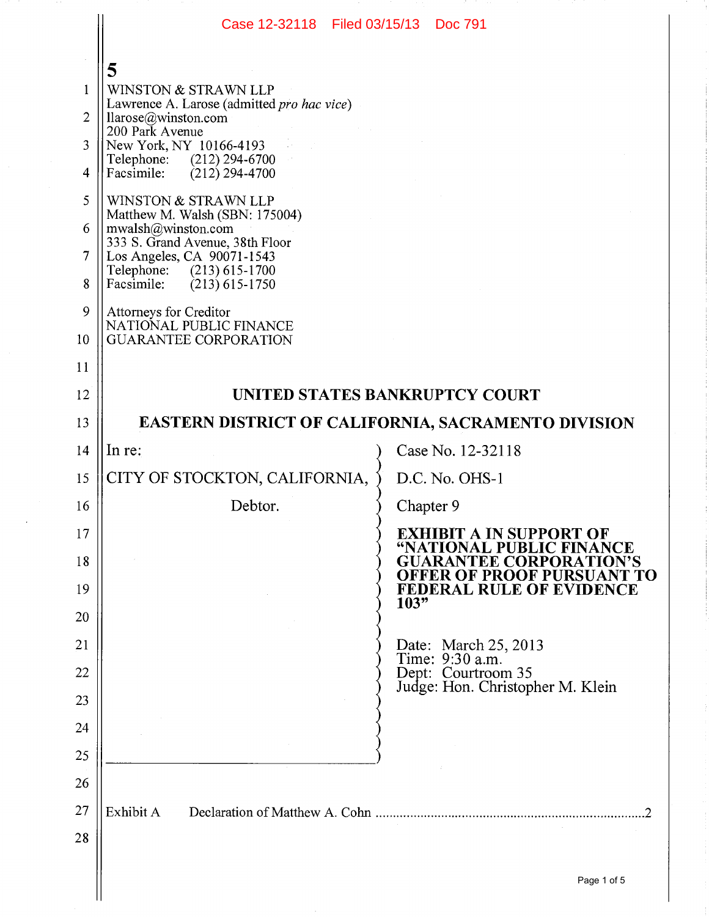5

WINSTON & STRAWN LLP
Lawrence A. Larose (admitted *pro hac vice*)
llarose@winston.com
200 Park Avenue
New York, NY 10166-4193
Telephone: (212) 294-6700
Facsimile: (212) 294-4700

WINSTON & STRAWN LLP
Matthew M. Walsh (SBN: 175004)
mwalsh@winston.com
333 S. Grand Avenue, 38th Floor
Los Angeles, CA 90071-1543
Telephone: (213) 615-1700
Facsimile: (213) 615-1750

Attorneys for Creditor
NATIONAL PUBLIC FINANCE
GUARANTEE CORPORATION

## UNITED STATES BANKRUPTCY COURT

## EASTERN DISTRICT OF CALIFORNIA, SACRAMENTO DIVISION

| | |
|---|---|
| In re:<br><br>CITY OF STOCKTON, CALIFORNIA,<br><br>Debtor. | Case No. 12-32118<br><br>D.C. No. OHS-1<br><br>Chapter 9<br><br>**EXHIBIT A IN SUPPORT OF "NATIONAL PUBLIC FINANCE GUARANTEE CORPORATION'S OFFER OF PROOF PURSUANT TO FEDERAL RULE OF EVIDENCE 103"**<br><br>Date: March 25, 2013<br>Time: 9:30 a.m.<br>Dept: Courtroom 35<br>Judge: Hon. Christopher M. Klein |

Exhibit A Declaration of Matthew A. Cohn ........................................................................2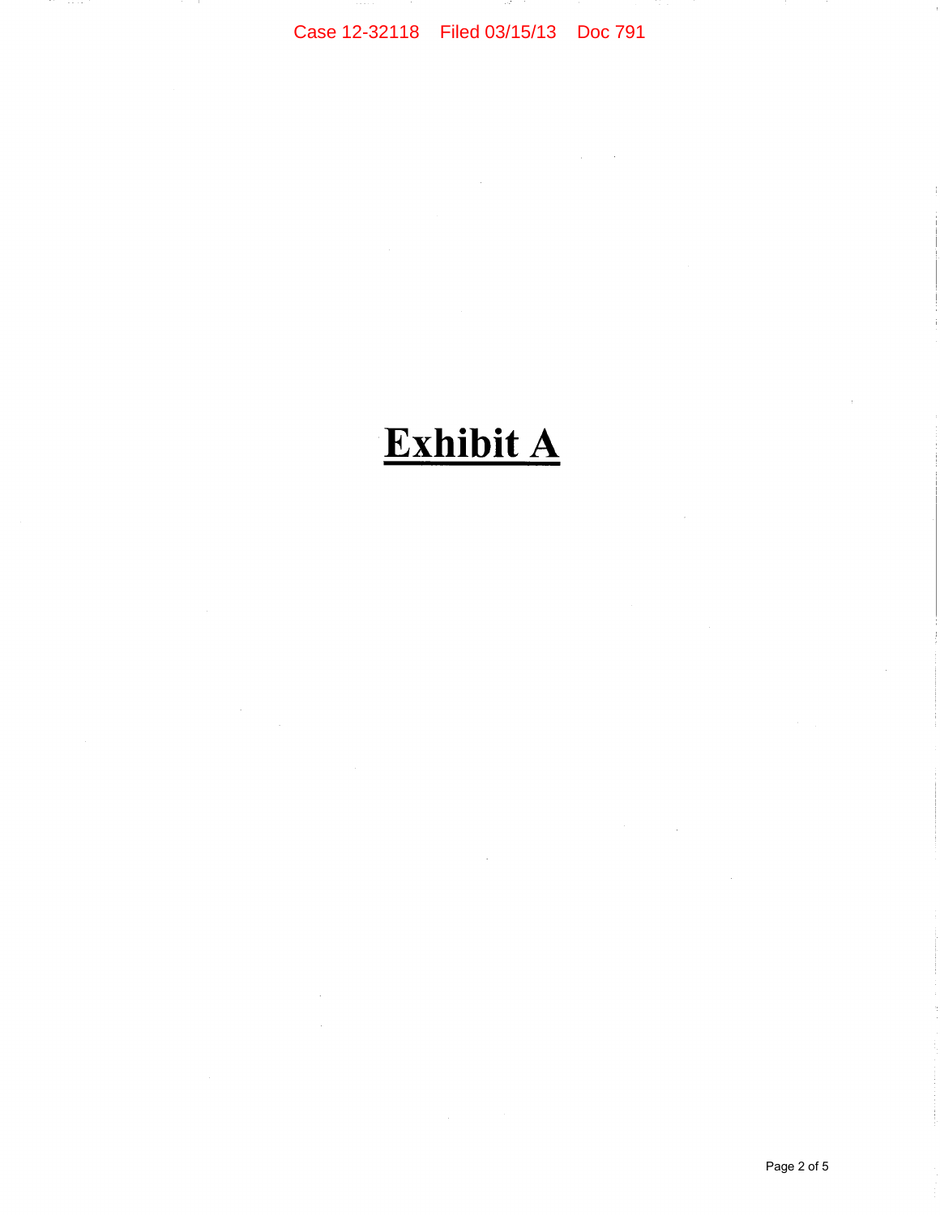# Exhibit A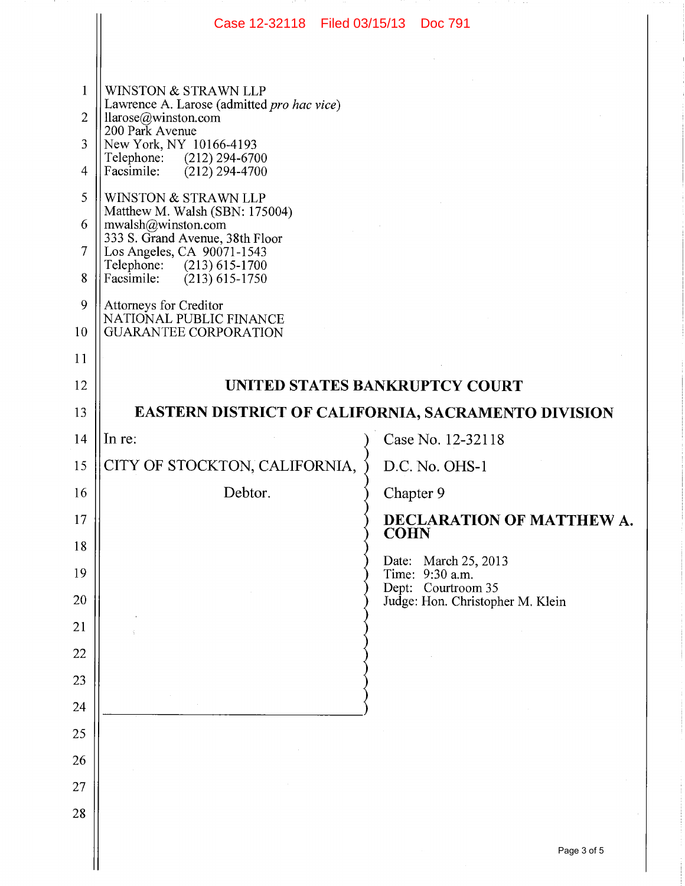WINSTON & STRAWN LLP
Lawrence A. Larose (admitted *pro hac vice*)
llarose@winston.com
200 Park Avenue
New York, NY 10166-4193
Telephone: (212) 294-6700
Facsimile: (212) 294-4700

WINSTON & STRAWN LLP
Matthew M. Walsh (SBN: 175004)
mwalsh@winston.com
333 S. Grand Avenue, 38th Floor
Los Angeles, CA 90071-1543
Telephone: (213) 615-1700
Facsimile: (213) 615-1750

Attorneys for Creditor
NATIONAL PUBLIC FINANCE
GUARANTEE CORPORATION

## UNITED STATES BANKRUPTCY COURT

## EASTERN DISTRICT OF CALIFORNIA, SACRAMENTO DIVISION

| | |
|---|---|
| In re:<br><br>CITY OF STOCKTON, CALIFORNIA,<br><br>Debtor. | Case No. 12-32118<br><br>D.C. No. OHS-1<br><br>Chapter 9<br><br>**DECLARATION OF MATTHEW A. COHN**<br><br>Date: March 25, 2013<br>Time: 9:30 a.m.<br>Dept: Courtroom 35<br>Judge: Hon. Christopher M. Klein |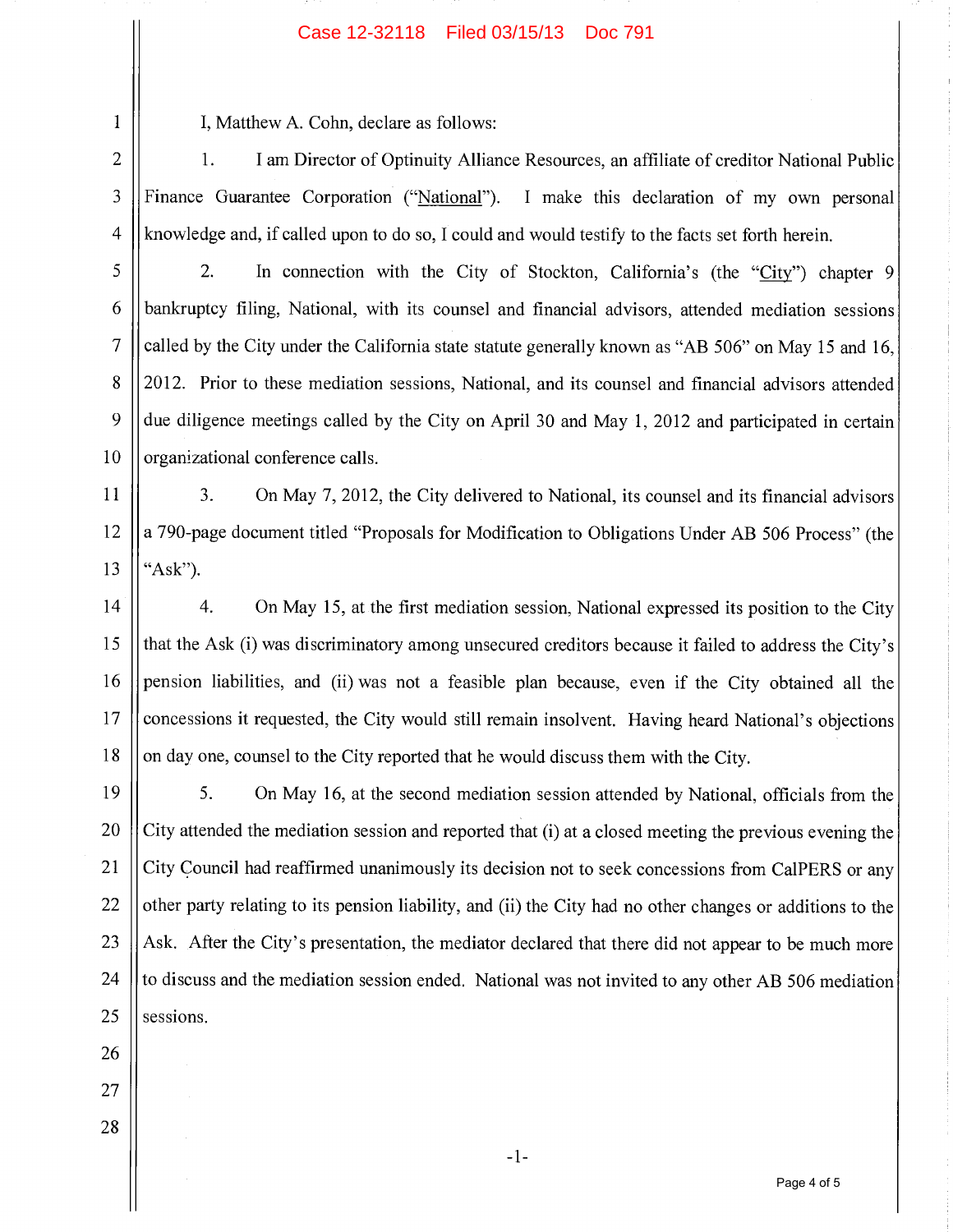I, Matthew A. Cohn, declare as follows:

1. I am Director of Optinuity Alliance Resources, an affiliate of creditor National Public Finance Guarantee Corporation ("National"). I make this declaration of my own personal knowledge and, if called upon to do so, I could and would testify to the facts set forth herein.

2. In connection with the City of Stockton, California's (the "City") chapter 9 bankruptcy filing, National, with its counsel and financial advisors, attended mediation sessions called by the City under the California state statute generally known as "AB 506" on May 15 and 16, 2012. Prior to these mediation sessions, National, and its counsel and financial advisors attended due diligence meetings called by the City on April 30 and May 1, 2012 and participated in certain organizational conference calls.

3. On May 7, 2012, the City delivered to National, its counsel and its financial advisors a 790-page document titled "Proposals for Modification to Obligations Under AB 506 Process" (the "Ask").

4. On May 15, at the first mediation session, National expressed its position to the City that the Ask (i) was discriminatory among unsecured creditors because it failed to address the City's pension liabilities, and (ii) was not a feasible plan because, even if the City obtained all the concessions it requested, the City would still remain insolvent. Having heard National's objections on day one, counsel to the City reported that he would discuss them with the City.

5. On May 16, at the second mediation session attended by National, officials from the City attended the mediation session and reported that (i) at a closed meeting the previous evening the City Council had reaffirmed unanimously its decision not to seek concessions from CalPERS or any other party relating to its pension liability, and (ii) the City had no other changes or additions to the Ask. After the City's presentation, the mediator declared that there did not appear to be much more to discuss and the mediation session ended. National was not invited to any other AB 506 mediation sessions.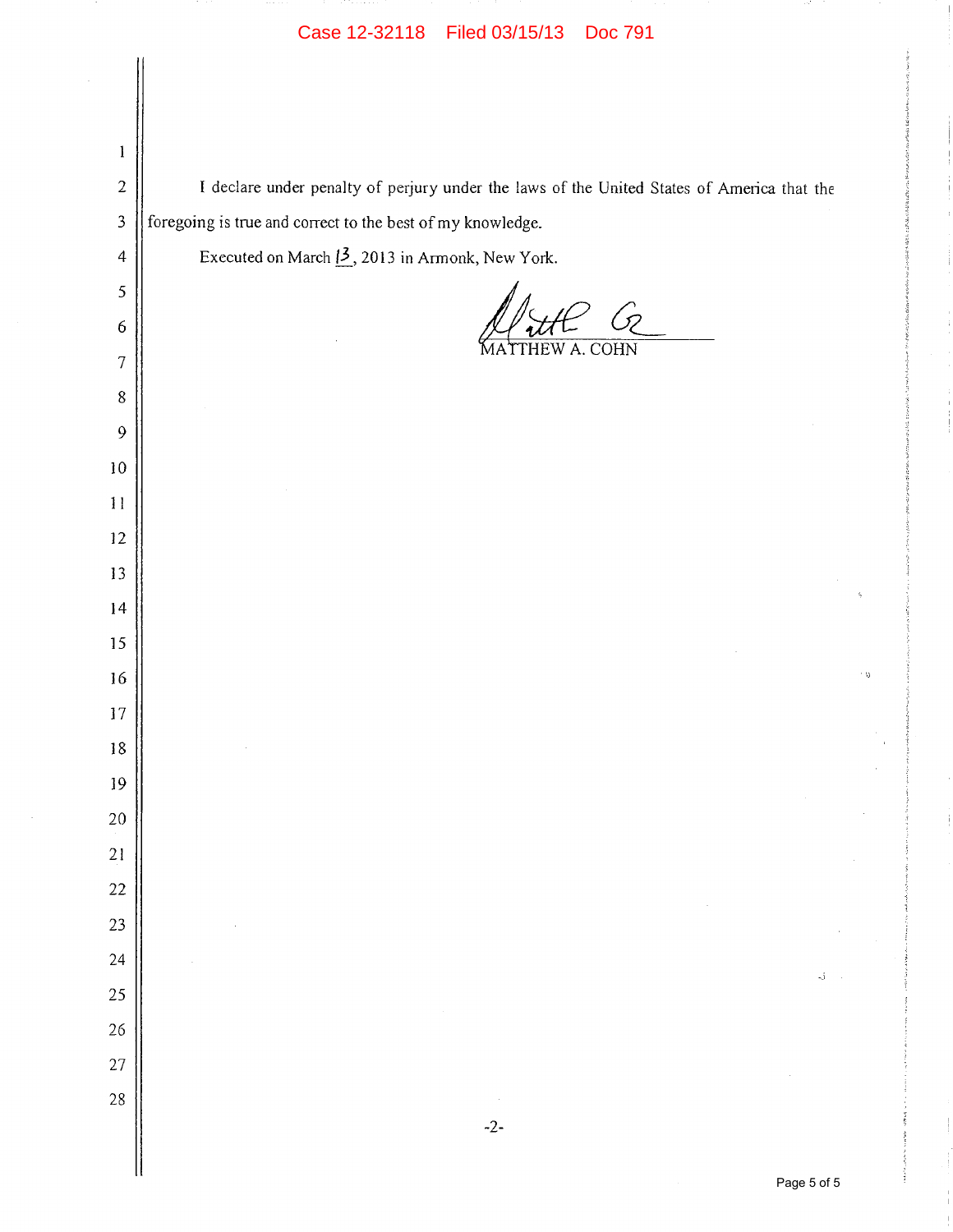I declare under penalty of perjury under the laws of the United States of America that the foregoing is true and correct to the best of my knowledge.

Executed on March 13, 2013 in Armonk, New York.

MATTHEW A. COHN